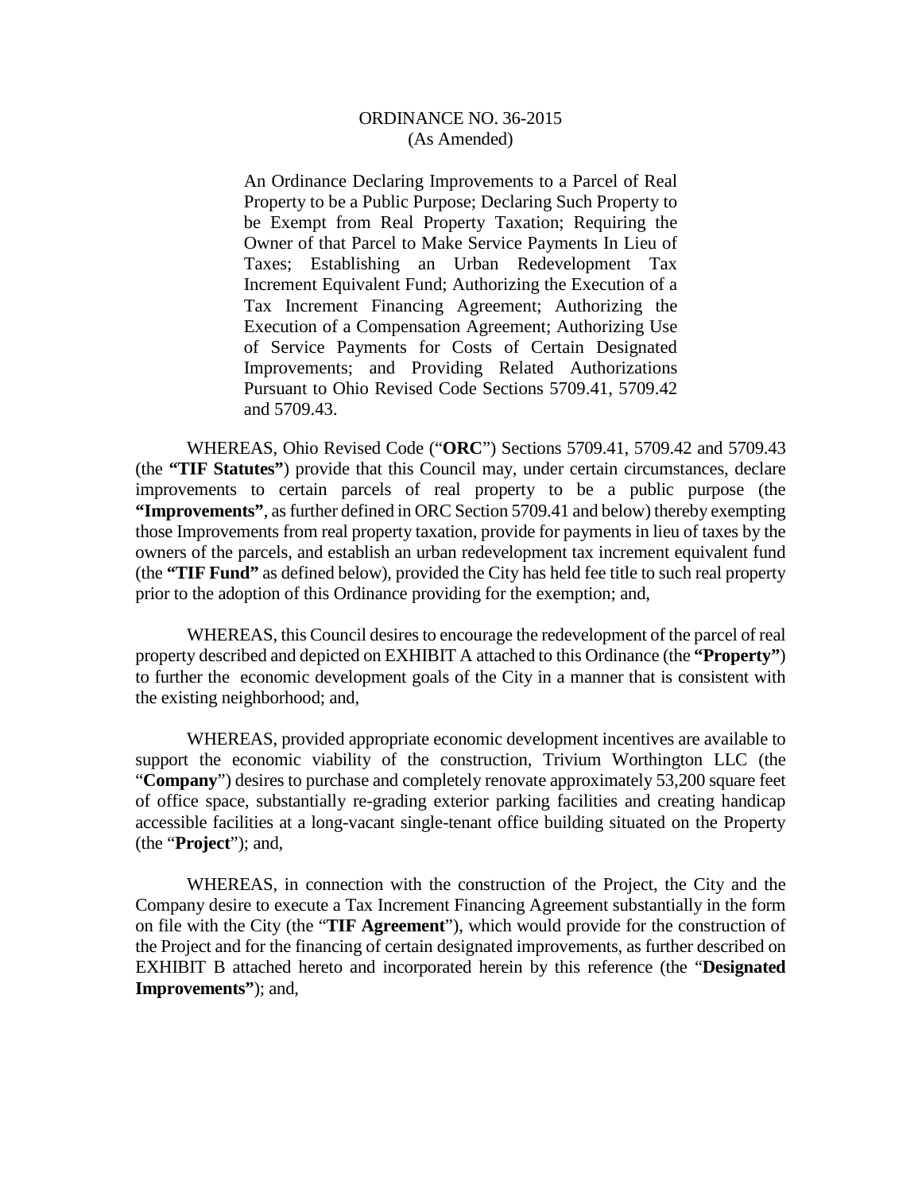# ORDINANCE NO. 36-2015
(As Amended)

An Ordinance Declaring Improvements to a Parcel of Real Property to be a Public Purpose; Declaring Such Property to be Exempt from Real Property Taxation; Requiring the Owner of that Parcel to Make Service Payments In Lieu of Taxes; Establishing an Urban Redevelopment Tax Increment Equivalent Fund; Authorizing the Execution of a Tax Increment Financing Agreement; Authorizing the Execution of a Compensation Agreement; Authorizing Use of Service Payments for Costs of Certain Designated Improvements; and Providing Related Authorizations Pursuant to Ohio Revised Code Sections 5709.41, 5709.42 and 5709.43.

WHEREAS, Ohio Revised Code ("**ORC**") Sections 5709.41, 5709.42 and 5709.43 (the **"TIF Statutes"**) provide that this Council may, under certain circumstances, declare improvements to certain parcels of real property to be a public purpose (the **"Improvements"**, as further defined in ORC Section 5709.41 and below) thereby exempting those Improvements from real property taxation, provide for payments in lieu of taxes by the owners of the parcels, and establish an urban redevelopment tax increment equivalent fund (the **"TIF Fund"** as defined below), provided the City has held fee title to such real property prior to the adoption of this Ordinance providing for the exemption; and,

WHEREAS, this Council desires to encourage the redevelopment of the parcel of real property described and depicted on EXHIBIT A attached to this Ordinance (the **"Property"**) to further the economic development goals of the City in a manner that is consistent with the existing neighborhood; and,

WHEREAS, provided appropriate economic development incentives are available to support the economic viability of the construction, Trivium Worthington LLC (the "**Company**") desires to purchase and completely renovate approximately 53,200 square feet of office space, substantially re-grading exterior parking facilities and creating handicap accessible facilities at a long-vacant single-tenant office building situated on the Property (the "**Project**"); and,

WHEREAS, in connection with the construction of the Project, the City and the Company desire to execute a Tax Increment Financing Agreement substantially in the form on file with the City (the "**TIF Agreement**"), which would provide for the construction of the Project and for the financing of certain designated improvements, as further described on EXHIBIT B attached hereto and incorporated herein by this reference (the "**Designated Improvements"**); and,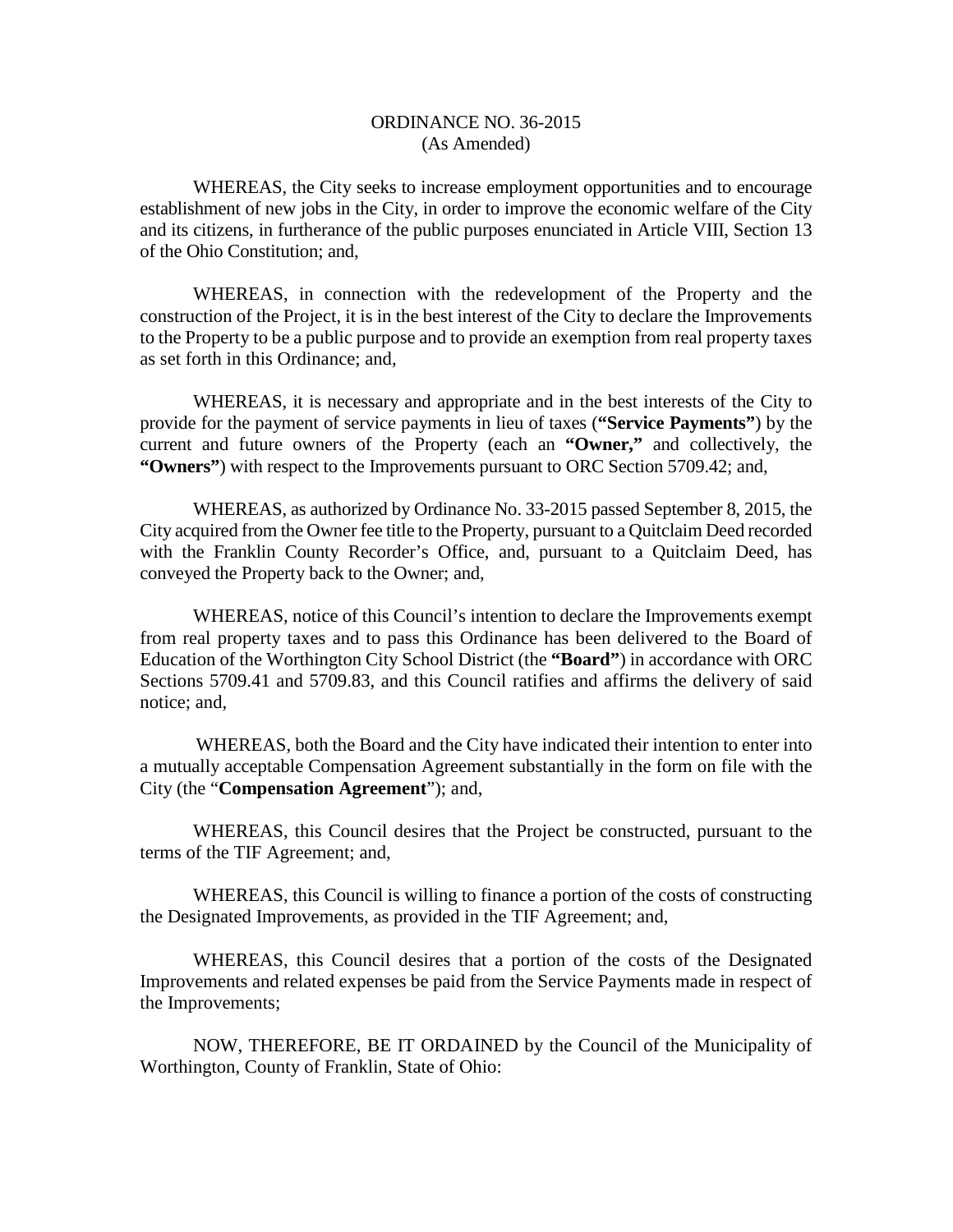ORDINANCE NO. 36-2015
(As Amended)

WHEREAS, the City seeks to increase employment opportunities and to encourage establishment of new jobs in the City, in order to improve the economic welfare of the City and its citizens, in furtherance of the public purposes enunciated in Article VIII, Section 13 of the Ohio Constitution; and,

WHEREAS, in connection with the redevelopment of the Property and the construction of the Project, it is in the best interest of the City to declare the Improvements to the Property to be a public purpose and to provide an exemption from real property taxes as set forth in this Ordinance; and,

WHEREAS, it is necessary and appropriate and in the best interests of the City to provide for the payment of service payments in lieu of taxes (**"Service Payments"**) by the current and future owners of the Property (each an **"Owner,"** and collectively, the **"Owners"**) with respect to the Improvements pursuant to ORC Section 5709.42; and,

WHEREAS, as authorized by Ordinance No. 33-2015 passed September 8, 2015, the City acquired from the Owner fee title to the Property, pursuant to a Quitclaim Deed recorded with the Franklin County Recorder's Office, and, pursuant to a Quitclaim Deed, has conveyed the Property back to the Owner; and,

WHEREAS, notice of this Council's intention to declare the Improvements exempt from real property taxes and to pass this Ordinance has been delivered to the Board of Education of the Worthington City School District (the **"Board"**) in accordance with ORC Sections 5709.41 and 5709.83, and this Council ratifies and affirms the delivery of said notice; and,

WHEREAS, both the Board and the City have indicated their intention to enter into a mutually acceptable Compensation Agreement substantially in the form on file with the City (the "**Compensation Agreement**"); and,

WHEREAS, this Council desires that the Project be constructed, pursuant to the terms of the TIF Agreement; and,

WHEREAS, this Council is willing to finance a portion of the costs of constructing the Designated Improvements, as provided in the TIF Agreement; and,

WHEREAS, this Council desires that a portion of the costs of the Designated Improvements and related expenses be paid from the Service Payments made in respect of the Improvements;

NOW, THEREFORE, BE IT ORDAINED by the Council of the Municipality of Worthington, County of Franklin, State of Ohio: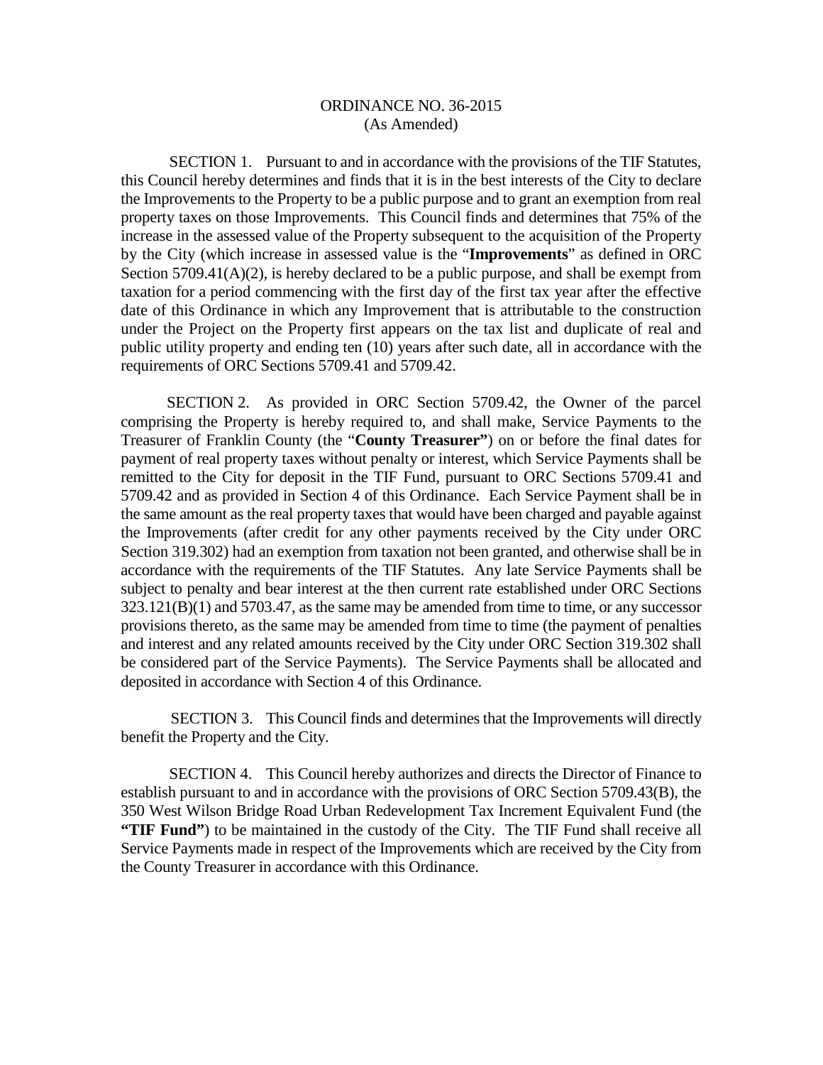ORDINANCE NO. 36-2015
(As Amended)

SECTION 1. Pursuant to and in accordance with the provisions of the TIF Statutes, this Council hereby determines and finds that it is in the best interests of the City to declare the Improvements to the Property to be a public purpose and to grant an exemption from real property taxes on those Improvements. This Council finds and determines that 75% of the increase in the assessed value of the Property subsequent to the acquisition of the Property by the City (which increase in assessed value is the "**Improvements**" as defined in ORC Section 5709.41(A)(2), is hereby declared to be a public purpose, and shall be exempt from taxation for a period commencing with the first day of the first tax year after the effective date of this Ordinance in which any Improvement that is attributable to the construction under the Project on the Property first appears on the tax list and duplicate of real and public utility property and ending ten (10) years after such date, all in accordance with the requirements of ORC Sections 5709.41 and 5709.42.

SECTION 2. As provided in ORC Section 5709.42, the Owner of the parcel comprising the Property is hereby required to, and shall make, Service Payments to the Treasurer of Franklin County (the "**County Treasurer"**) on or before the final dates for payment of real property taxes without penalty or interest, which Service Payments shall be remitted to the City for deposit in the TIF Fund, pursuant to ORC Sections 5709.41 and 5709.42 and as provided in Section 4 of this Ordinance. Each Service Payment shall be in the same amount as the real property taxes that would have been charged and payable against the Improvements (after credit for any other payments received by the City under ORC Section 319.302) had an exemption from taxation not been granted, and otherwise shall be in accordance with the requirements of the TIF Statutes. Any late Service Payments shall be subject to penalty and bear interest at the then current rate established under ORC Sections 323.121(B)(1) and 5703.47, as the same may be amended from time to time, or any successor provisions thereto, as the same may be amended from time to time (the payment of penalties and interest and any related amounts received by the City under ORC Section 319.302 shall be considered part of the Service Payments). The Service Payments shall be allocated and deposited in accordance with Section 4 of this Ordinance.

SECTION 3. This Council finds and determines that the Improvements will directly benefit the Property and the City.

SECTION 4. This Council hereby authorizes and directs the Director of Finance to establish pursuant to and in accordance with the provisions of ORC Section 5709.43(B), the 350 West Wilson Bridge Road Urban Redevelopment Tax Increment Equivalent Fund (the **"TIF Fund"**) to be maintained in the custody of the City. The TIF Fund shall receive all Service Payments made in respect of the Improvements which are received by the City from the County Treasurer in accordance with this Ordinance.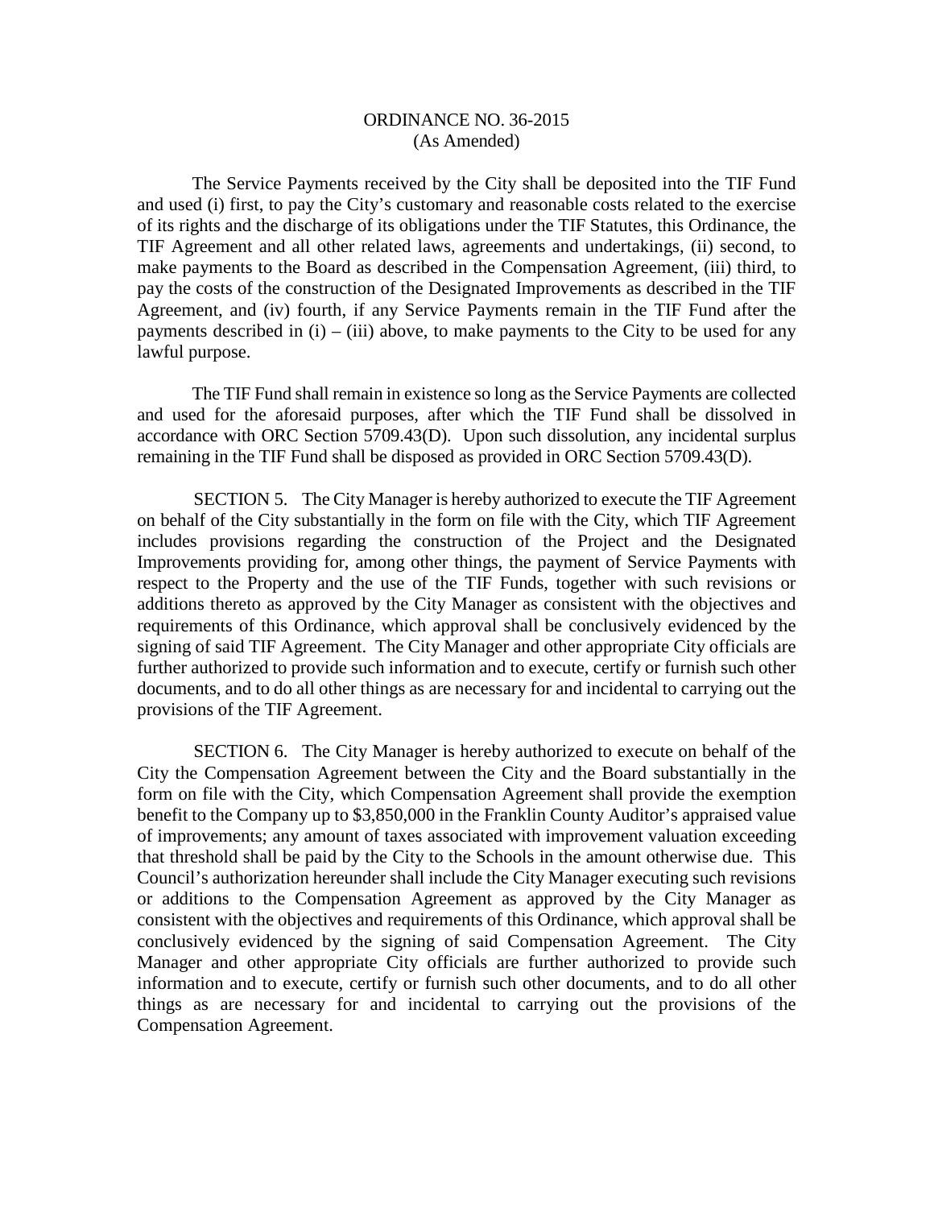ORDINANCE NO. 36-2015
(As Amended)

The Service Payments received by the City shall be deposited into the TIF Fund and used (i) first, to pay the City's customary and reasonable costs related to the exercise of its rights and the discharge of its obligations under the TIF Statutes, this Ordinance, the TIF Agreement and all other related laws, agreements and undertakings, (ii) second, to make payments to the Board as described in the Compensation Agreement, (iii) third, to pay the costs of the construction of the Designated Improvements as described in the TIF Agreement, and (iv) fourth, if any Service Payments remain in the TIF Fund after the payments described in (i) – (iii) above, to make payments to the City to be used for any lawful purpose.

The TIF Fund shall remain in existence so long as the Service Payments are collected and used for the aforesaid purposes, after which the TIF Fund shall be dissolved in accordance with ORC Section 5709.43(D). Upon such dissolution, any incidental surplus remaining in the TIF Fund shall be disposed as provided in ORC Section 5709.43(D).

SECTION 5. The City Manager is hereby authorized to execute the TIF Agreement on behalf of the City substantially in the form on file with the City, which TIF Agreement includes provisions regarding the construction of the Project and the Designated Improvements providing for, among other things, the payment of Service Payments with respect to the Property and the use of the TIF Funds, together with such revisions or additions thereto as approved by the City Manager as consistent with the objectives and requirements of this Ordinance, which approval shall be conclusively evidenced by the signing of said TIF Agreement. The City Manager and other appropriate City officials are further authorized to provide such information and to execute, certify or furnish such other documents, and to do all other things as are necessary for and incidental to carrying out the provisions of the TIF Agreement.

SECTION 6. The City Manager is hereby authorized to execute on behalf of the City the Compensation Agreement between the City and the Board substantially in the form on file with the City, which Compensation Agreement shall provide the exemption benefit to the Company up to $3,850,000 in the Franklin County Auditor's appraised value of improvements; any amount of taxes associated with improvement valuation exceeding that threshold shall be paid by the City to the Schools in the amount otherwise due. This Council's authorization hereunder shall include the City Manager executing such revisions or additions to the Compensation Agreement as approved by the City Manager as consistent with the objectives and requirements of this Ordinance, which approval shall be conclusively evidenced by the signing of said Compensation Agreement. The City Manager and other appropriate City officials are further authorized to provide such information and to execute, certify or furnish such other documents, and to do all other things as are necessary for and incidental to carrying out the provisions of the Compensation Agreement.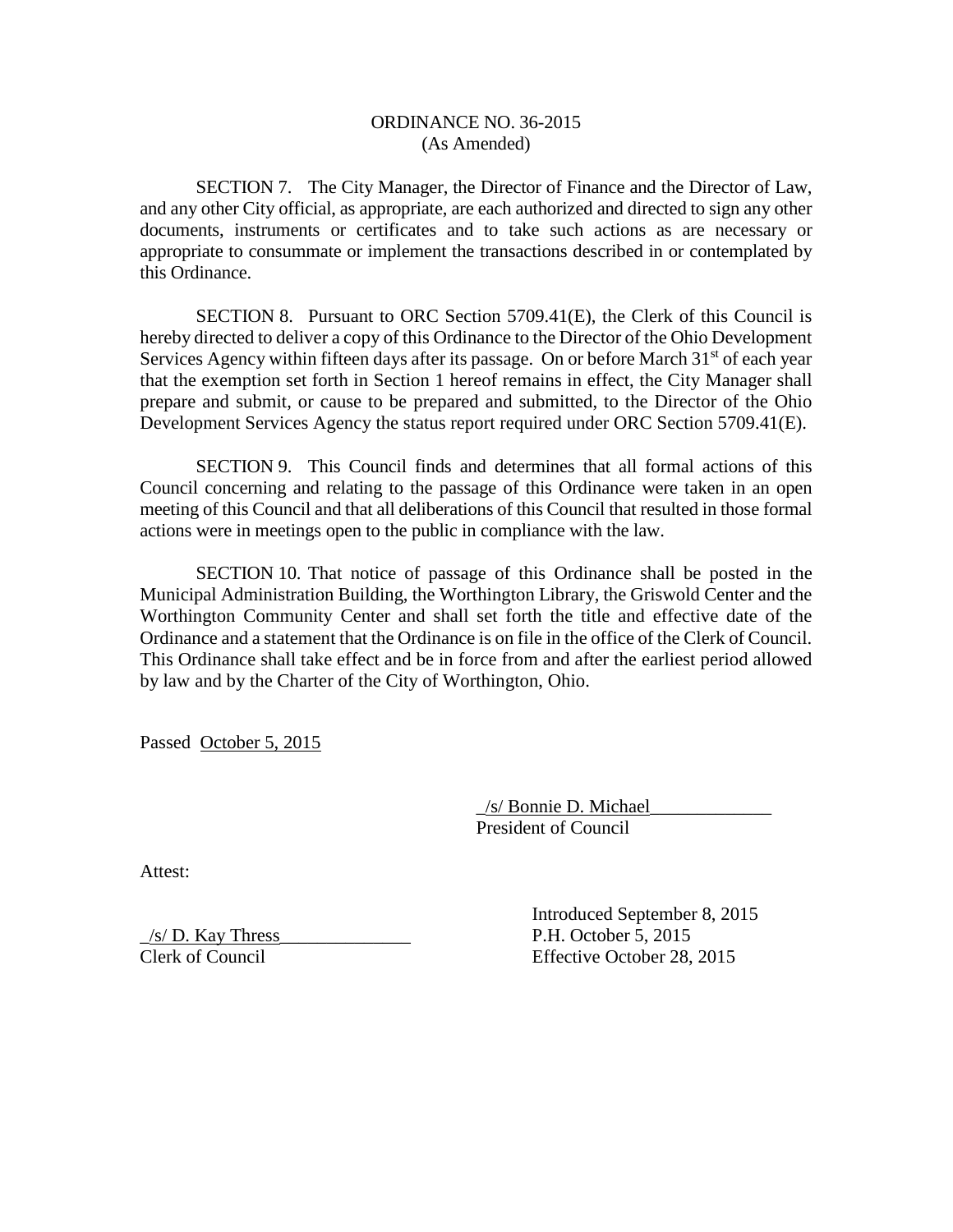ORDINANCE NO. 36-2015
(As Amended)

SECTION 7. The City Manager, the Director of Finance and the Director of Law, and any other City official, as appropriate, are each authorized and directed to sign any other documents, instruments or certificates and to take such actions as are necessary or appropriate to consummate or implement the transactions described in or contemplated by this Ordinance.

SECTION 8. Pursuant to ORC Section 5709.41(E), the Clerk of this Council is hereby directed to deliver a copy of this Ordinance to the Director of the Ohio Development Services Agency within fifteen days after its passage. On or before March 31st of each year that the exemption set forth in Section 1 hereof remains in effect, the City Manager shall prepare and submit, or cause to be prepared and submitted, to the Director of the Ohio Development Services Agency the status report required under ORC Section 5709.41(E).

SECTION 9. This Council finds and determines that all formal actions of this Council concerning and relating to the passage of this Ordinance were taken in an open meeting of this Council and that all deliberations of this Council that resulted in those formal actions were in meetings open to the public in compliance with the law.

SECTION 10. That notice of passage of this Ordinance shall be posted in the Municipal Administration Building, the Worthington Library, the Griswold Center and the Worthington Community Center and shall set forth the title and effective date of the Ordinance and a statement that the Ordinance is on file in the office of the Clerk of Council. This Ordinance shall take effect and be in force from and after the earliest period allowed by law and by the Charter of the City of Worthington, Ohio.

Passed October 5, 2015

/s/ Bonnie D. Michael
President of Council

Attest:

/s/ D. Kay Thress
Clerk of Council

Introduced September 8, 2015
P.H. October 5, 2015
Effective October 28, 2015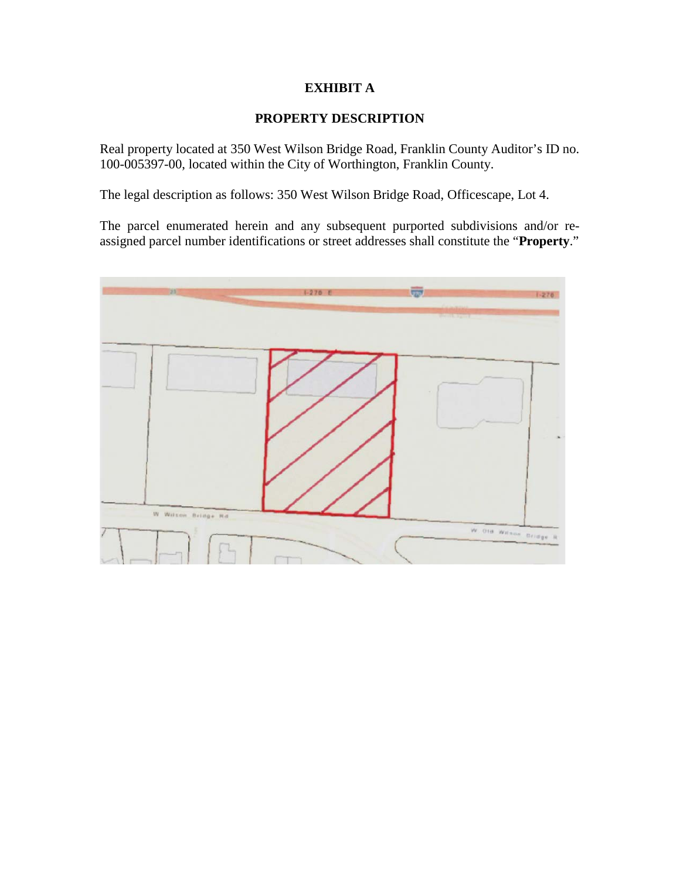# EXHIBIT A

## PROPERTY DESCRIPTION

Real property located at 350 West Wilson Bridge Road, Franklin County Auditor's ID no. 100-005397-00, located within the City of Worthington, Franklin County.

The legal description as follows: 350 West Wilson Bridge Road, Officescape, Lot 4.

The parcel enumerated herein and any subsequent purported subdivisions and/or re-assigned parcel number identifications or street addresses shall constitute the "**Property**."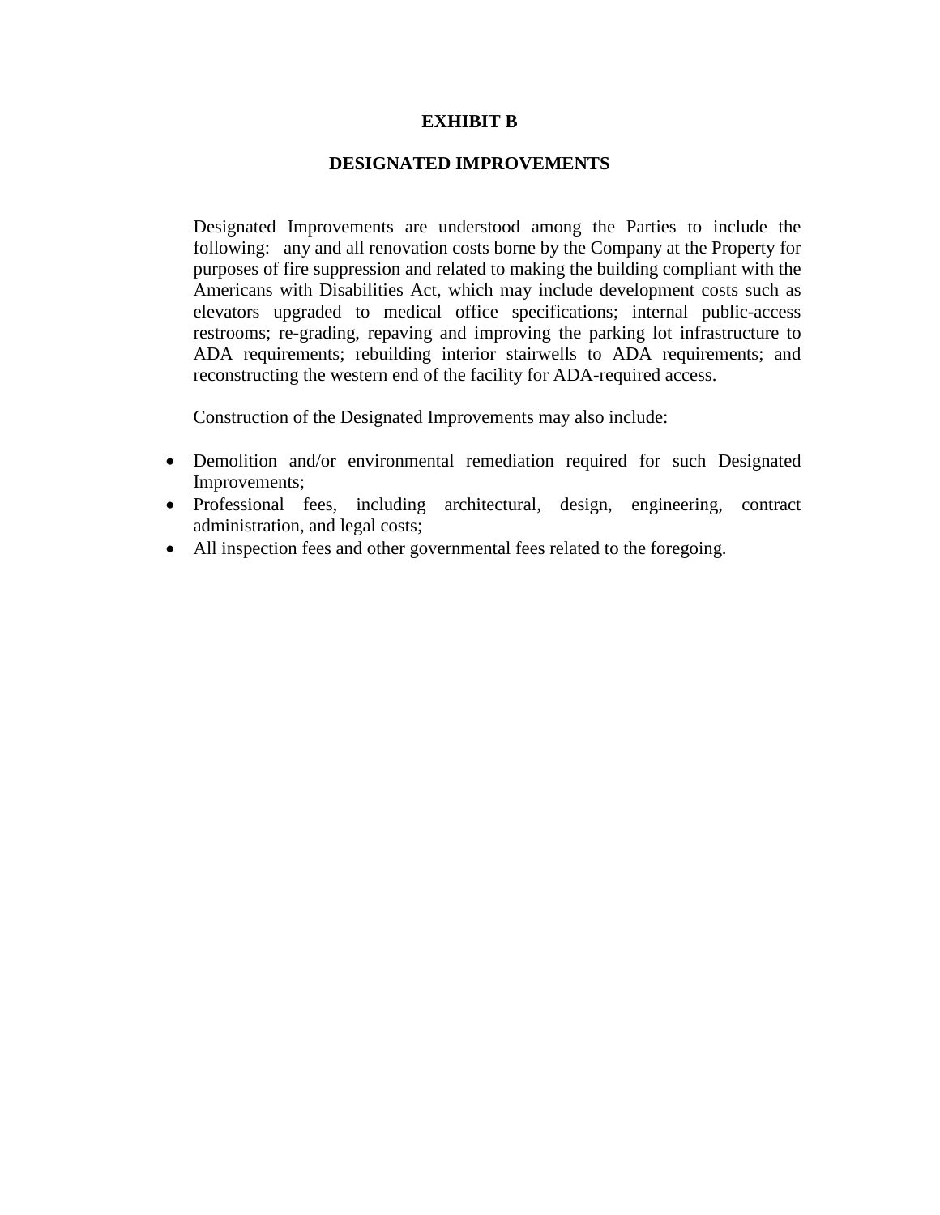# EXHIBIT B

## DESIGNATED IMPROVEMENTS

Designated Improvements are understood among the Parties to include the following: any and all renovation costs borne by the Company at the Property for purposes of fire suppression and related to making the building compliant with the Americans with Disabilities Act, which may include development costs such as elevators upgraded to medical office specifications; internal public-access restrooms; re-grading, repaving and improving the parking lot infrastructure to ADA requirements; rebuilding interior stairwells to ADA requirements; and reconstructing the western end of the facility for ADA-required access.

Construction of the Designated Improvements may also include:

- Demolition and/or environmental remediation required for such Designated Improvements;
- Professional fees, including architectural, design, engineering, contract administration, and legal costs;
- All inspection fees and other governmental fees related to the foregoing.